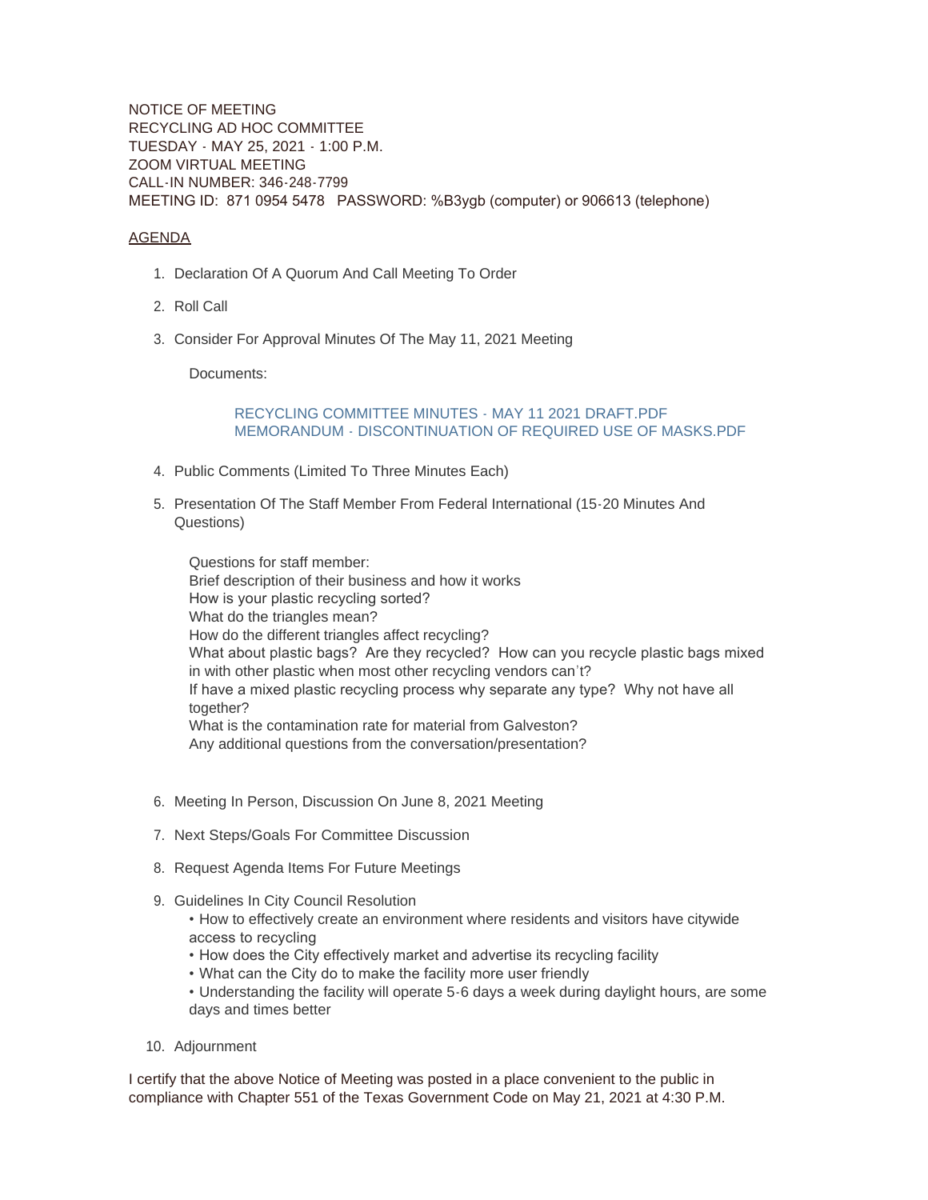NOTICE OF MEETING
RECYCLING AD HOC COMMITTEE
TUESDAY - MAY 25, 2021 - 1:00 P.M.
ZOOM VIRTUAL MEETING
CALL-IN NUMBER: 346-248-7799
MEETING ID: 871 0954 5478 PASSWORD: %B3ygb (computer) or 906613 (telephone)

AGENDA

1. Declaration Of A Quorum And Call Meeting To Order

2. Roll Call

3. Consider For Approval Minutes Of The May 11, 2021 Meeting

   Documents:

   RECYCLING COMMITTEE MINUTES - MAY 11 2021 DRAFT.PDF
   MEMORANDUM - DISCONTINUATION OF REQUIRED USE OF MASKS.PDF

4. Public Comments (Limited To Three Minutes Each)

5. Presentation Of The Staff Member From Federal International (15-20 Minutes And Questions)

   Questions for staff member:
   Brief description of their business and how it works
   How is your plastic recycling sorted?
   What do the triangles mean?
   How do the different triangles affect recycling?
   What about plastic bags? Are they recycled? How can you recycle plastic bags mixed in with other plastic when most other recycling vendors can't?
   If have a mixed plastic recycling process why separate any type? Why not have all together?
   What is the contamination rate for material from Galveston?
   Any additional questions from the conversation/presentation?

6. Meeting In Person, Discussion On June 8, 2021 Meeting

7. Next Steps/Goals For Committee Discussion

8. Request Agenda Items For Future Meetings

9. Guidelines In City Council Resolution
   • How to effectively create an environment where residents and visitors have citywide access to recycling
   • How does the City effectively market and advertise its recycling facility
   • What can the City do to make the facility more user friendly
   • Understanding the facility will operate 5-6 days a week during daylight hours, are some days and times better

10. Adjournment

I certify that the above Notice of Meeting was posted in a place convenient to the public in compliance with Chapter 551 of the Texas Government Code on May 21, 2021 at 4:30 P.M.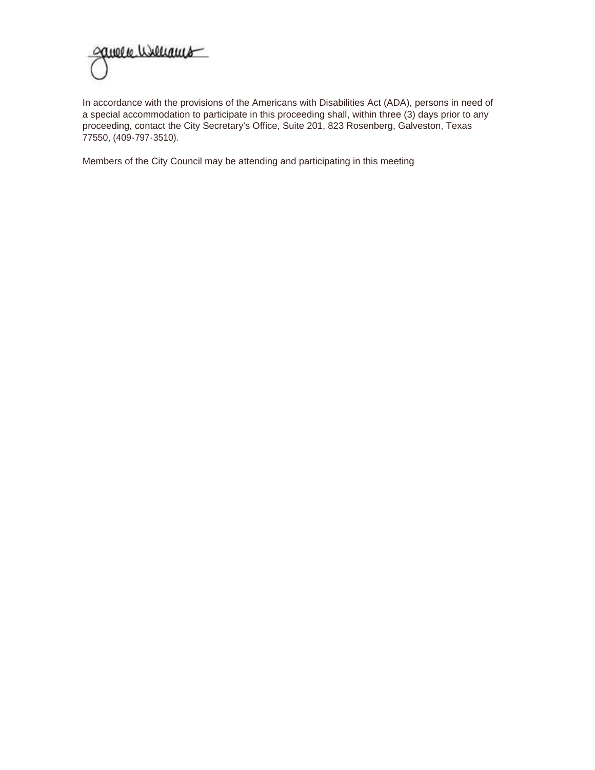In accordance with the provisions of the Americans with Disabilities Act (ADA), persons in need of a special accommodation to participate in this proceeding shall, within three (3) days prior to any proceeding, contact the City Secretary's Office, Suite 201, 823 Rosenberg, Galveston, Texas 77550, (409-797-3510).

Members of the City Council may be attending and participating in this meeting